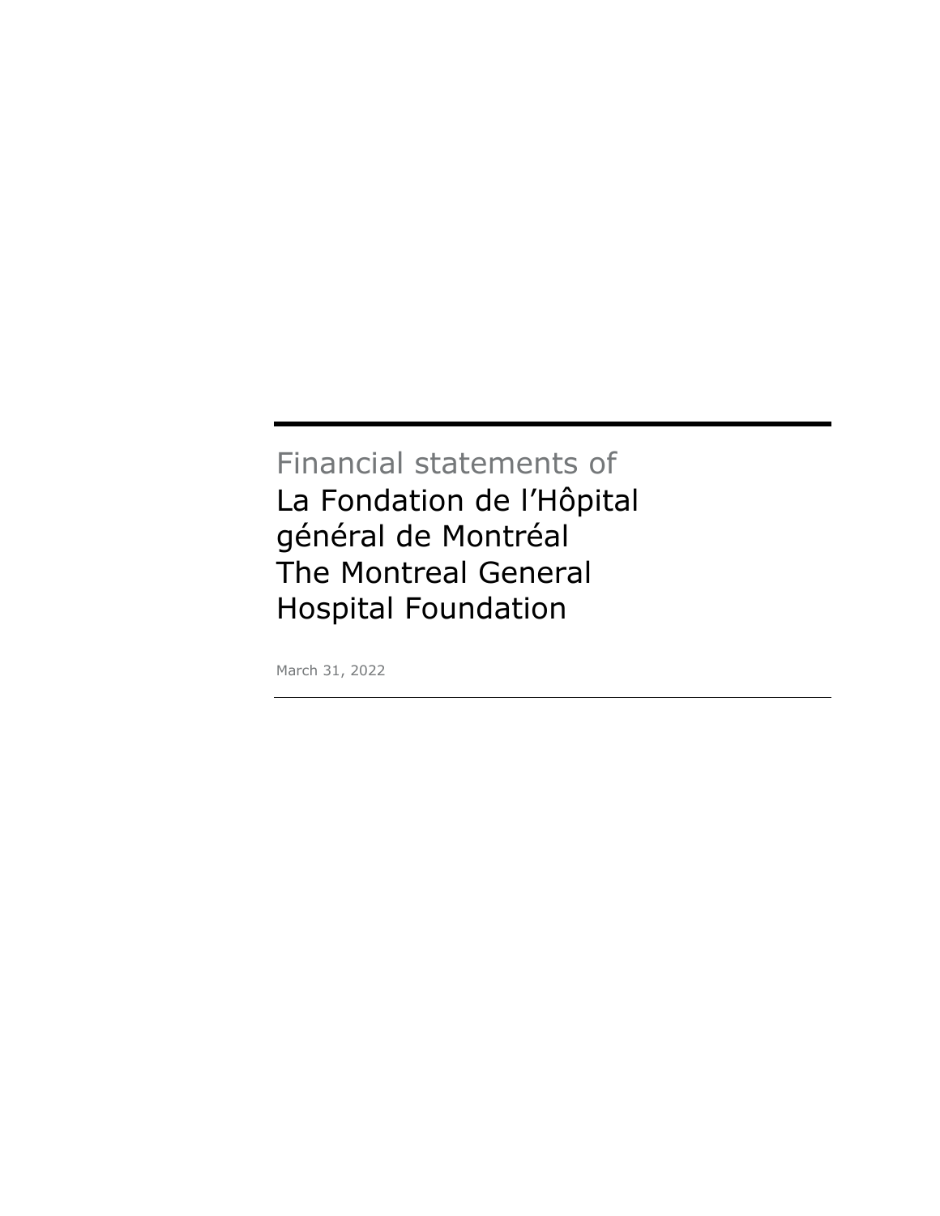Financial statements of

# La Fondation de l'Hôpital général de Montréal The Montreal General Hospital Foundation

March 31, 2022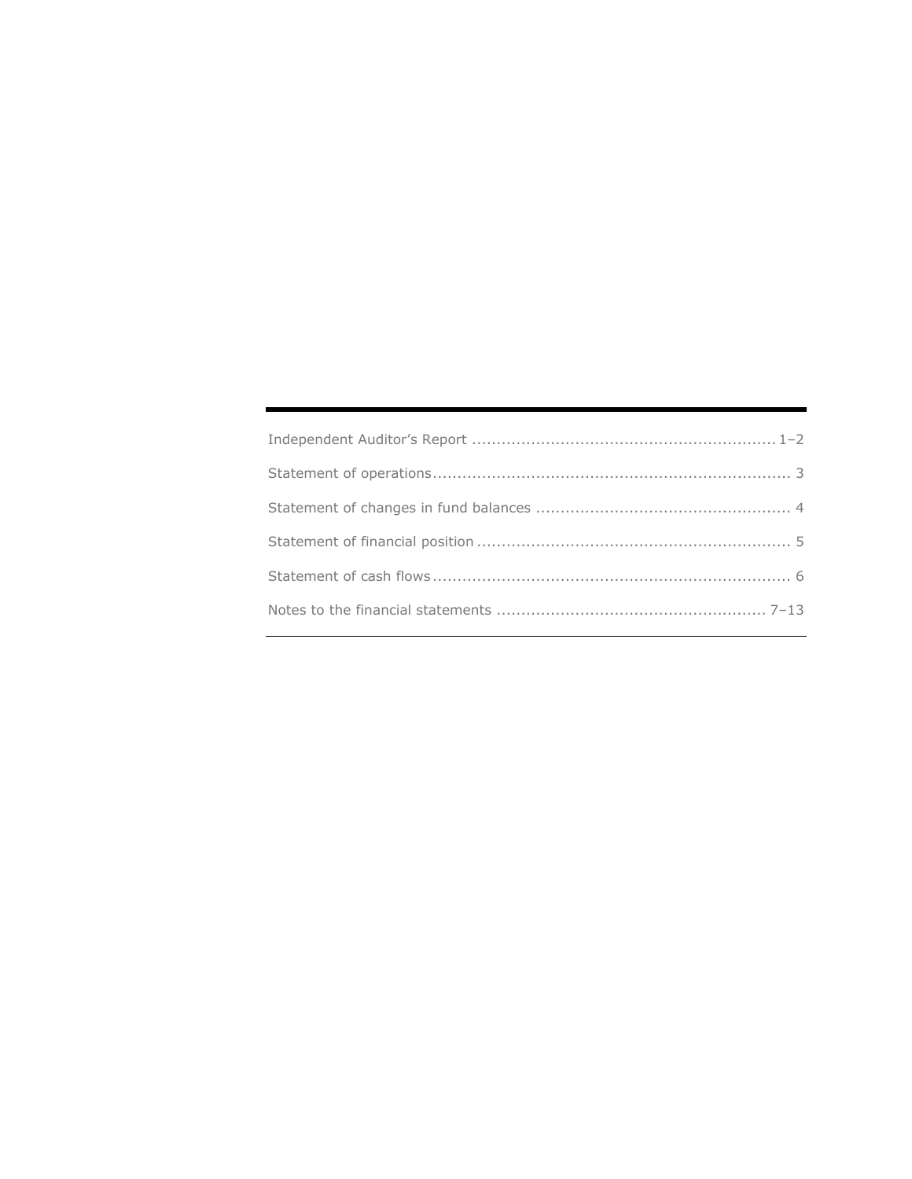| | |
|---|---|
| Independent Auditor's Report | 1–2 |
| Statement of operations | 3 |
| Statement of changes in fund balances | 4 |
| Statement of financial position | 5 |
| Statement of cash flows | 6 |
| Notes to the financial statements | 7–13 |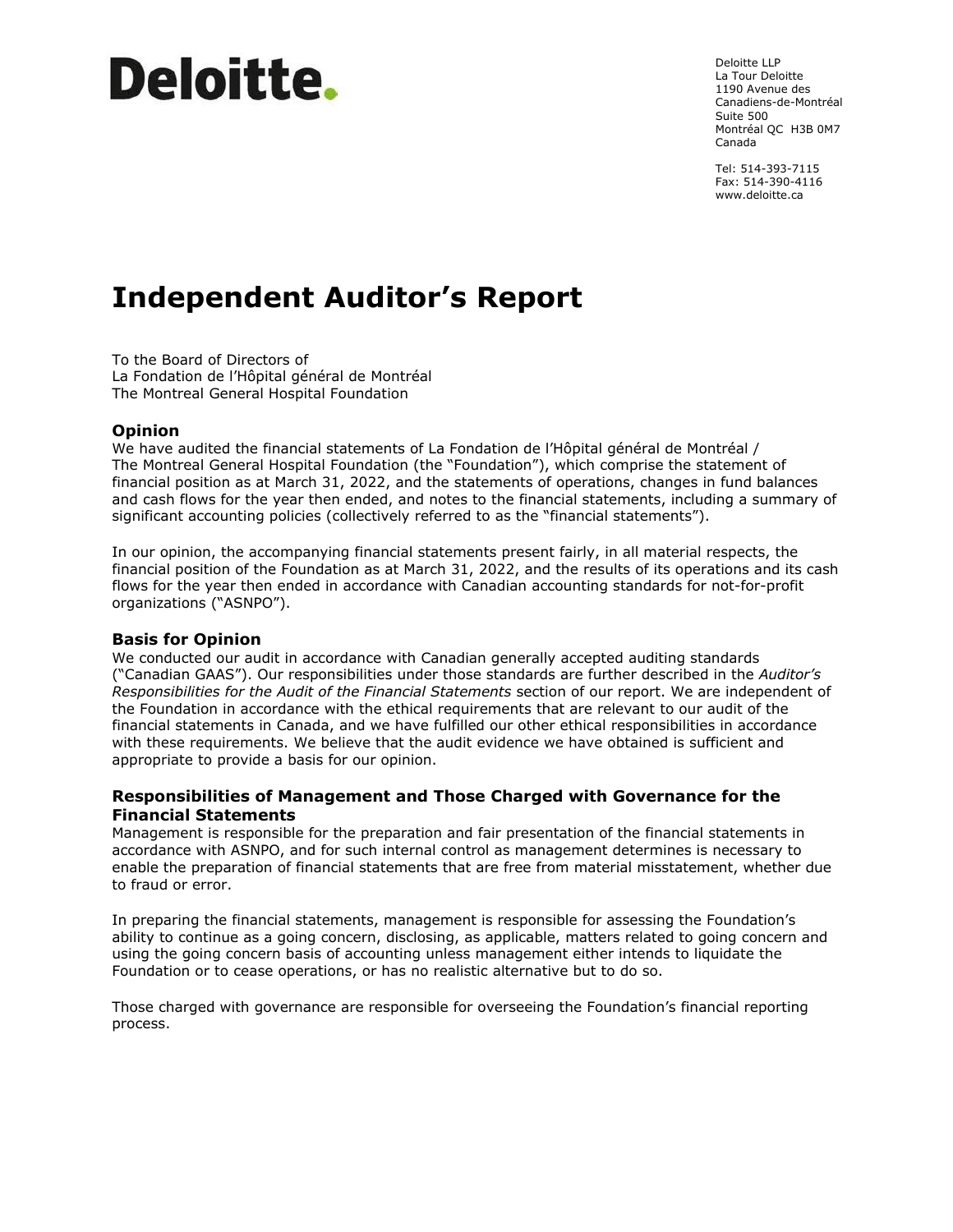Deloitte.

Deloitte LLP
La Tour Deloitte
1190 Avenue des
Canadiens-de-Montréal
Suite 500
Montréal QC H3B 0M7
Canada

Tel: 514-393-7115
Fax: 514-390-4116
www.deloitte.ca

# Independent Auditor's Report

To the Board of Directors of
La Fondation de l'Hôpital général de Montréal
The Montreal General Hospital Foundation

## Opinion

We have audited the financial statements of La Fondation de l'Hôpital général de Montréal / The Montreal General Hospital Foundation (the "Foundation"), which comprise the statement of financial position as at March 31, 2022, and the statements of operations, changes in fund balances and cash flows for the year then ended, and notes to the financial statements, including a summary of significant accounting policies (collectively referred to as the "financial statements").

In our opinion, the accompanying financial statements present fairly, in all material respects, the financial position of the Foundation as at March 31, 2022, and the results of its operations and its cash flows for the year then ended in accordance with Canadian accounting standards for not-for-profit organizations ("ASNPO").

## Basis for Opinion

We conducted our audit in accordance with Canadian generally accepted auditing standards ("Canadian GAAS"). Our responsibilities under those standards are further described in the *Auditor's Responsibilities for the Audit of the Financial Statements* section of our report. We are independent of the Foundation in accordance with the ethical requirements that are relevant to our audit of the financial statements in Canada, and we have fulfilled our other ethical responsibilities in accordance with these requirements. We believe that the audit evidence we have obtained is sufficient and appropriate to provide a basis for our opinion.

## Responsibilities of Management and Those Charged with Governance for the Financial Statements

Management is responsible for the preparation and fair presentation of the financial statements in accordance with ASNPO, and for such internal control as management determines is necessary to enable the preparation of financial statements that are free from material misstatement, whether due to fraud or error.

In preparing the financial statements, management is responsible for assessing the Foundation's ability to continue as a going concern, disclosing, as applicable, matters related to going concern and using the going concern basis of accounting unless management either intends to liquidate the Foundation or to cease operations, or has no realistic alternative but to do so.

Those charged with governance are responsible for overseeing the Foundation's financial reporting process.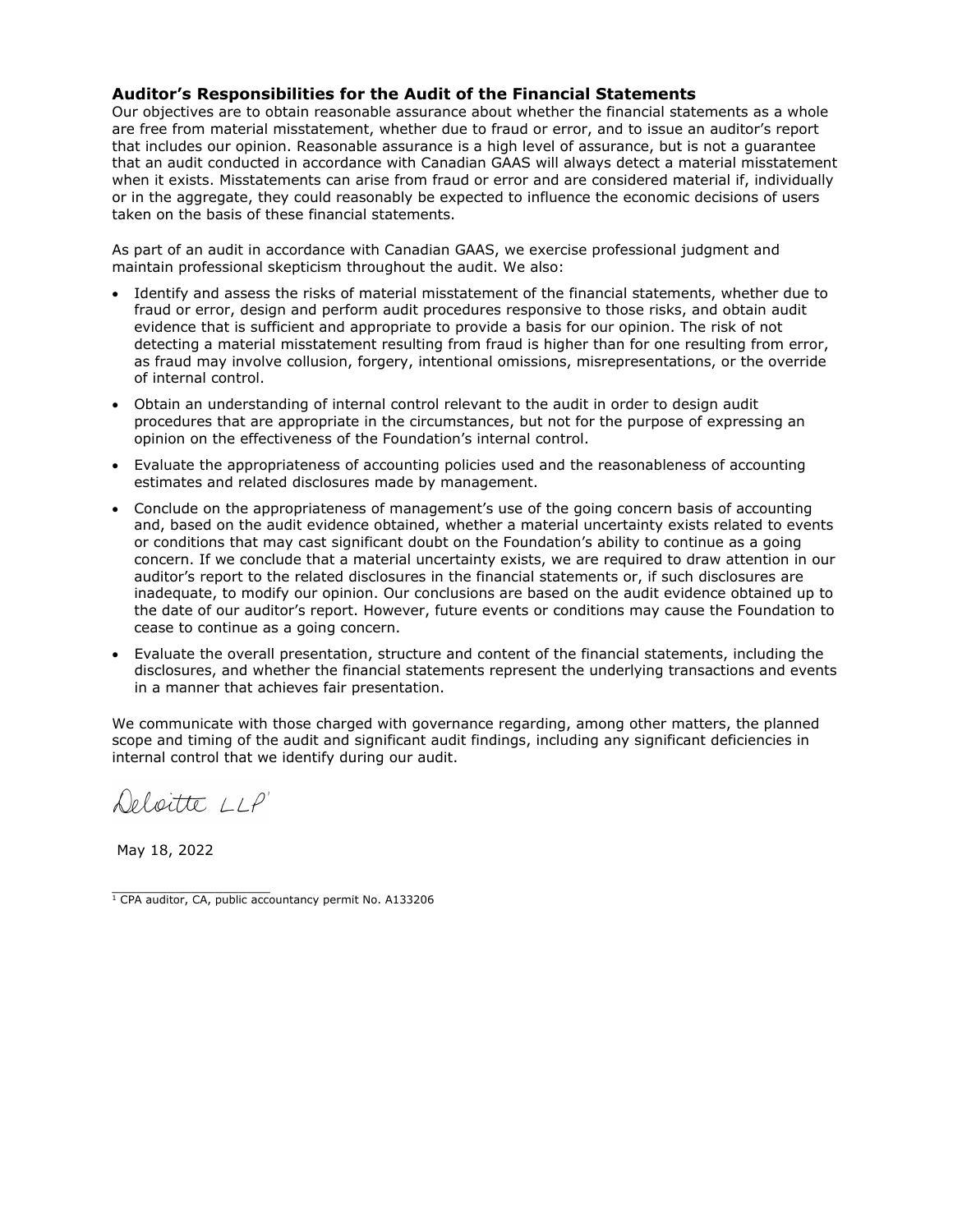## Auditor's Responsibilities for the Audit of the Financial Statements

Our objectives are to obtain reasonable assurance about whether the financial statements as a whole are free from material misstatement, whether due to fraud or error, and to issue an auditor's report that includes our opinion. Reasonable assurance is a high level of assurance, but is not a guarantee that an audit conducted in accordance with Canadian GAAS will always detect a material misstatement when it exists. Misstatements can arise from fraud or error and are considered material if, individually or in the aggregate, they could reasonably be expected to influence the economic decisions of users taken on the basis of these financial statements.

As part of an audit in accordance with Canadian GAAS, we exercise professional judgment and maintain professional skepticism throughout the audit. We also:

- Identify and assess the risks of material misstatement of the financial statements, whether due to fraud or error, design and perform audit procedures responsive to those risks, and obtain audit evidence that is sufficient and appropriate to provide a basis for our opinion. The risk of not detecting a material misstatement resulting from fraud is higher than for one resulting from error, as fraud may involve collusion, forgery, intentional omissions, misrepresentations, or the override of internal control.
- Obtain an understanding of internal control relevant to the audit in order to design audit procedures that are appropriate in the circumstances, but not for the purpose of expressing an opinion on the effectiveness of the Foundation's internal control.
- Evaluate the appropriateness of accounting policies used and the reasonableness of accounting estimates and related disclosures made by management.
- Conclude on the appropriateness of management's use of the going concern basis of accounting and, based on the audit evidence obtained, whether a material uncertainty exists related to events or conditions that may cast significant doubt on the Foundation's ability to continue as a going concern. If we conclude that a material uncertainty exists, we are required to draw attention in our auditor's report to the related disclosures in the financial statements or, if such disclosures are inadequate, to modify our opinion. Our conclusions are based on the audit evidence obtained up to the date of our auditor's report. However, future events or conditions may cause the Foundation to cease to continue as a going concern.
- Evaluate the overall presentation, structure and content of the financial statements, including the disclosures, and whether the financial statements represent the underlying transactions and events in a manner that achieves fair presentation.

We communicate with those charged with governance regarding, among other matters, the planned scope and timing of the audit and significant audit findings, including any significant deficiencies in internal control that we identify during our audit.

Deloitte LLP[1]

May 18, 2022

[1] CPA auditor, CA, public accountancy permit No. A133206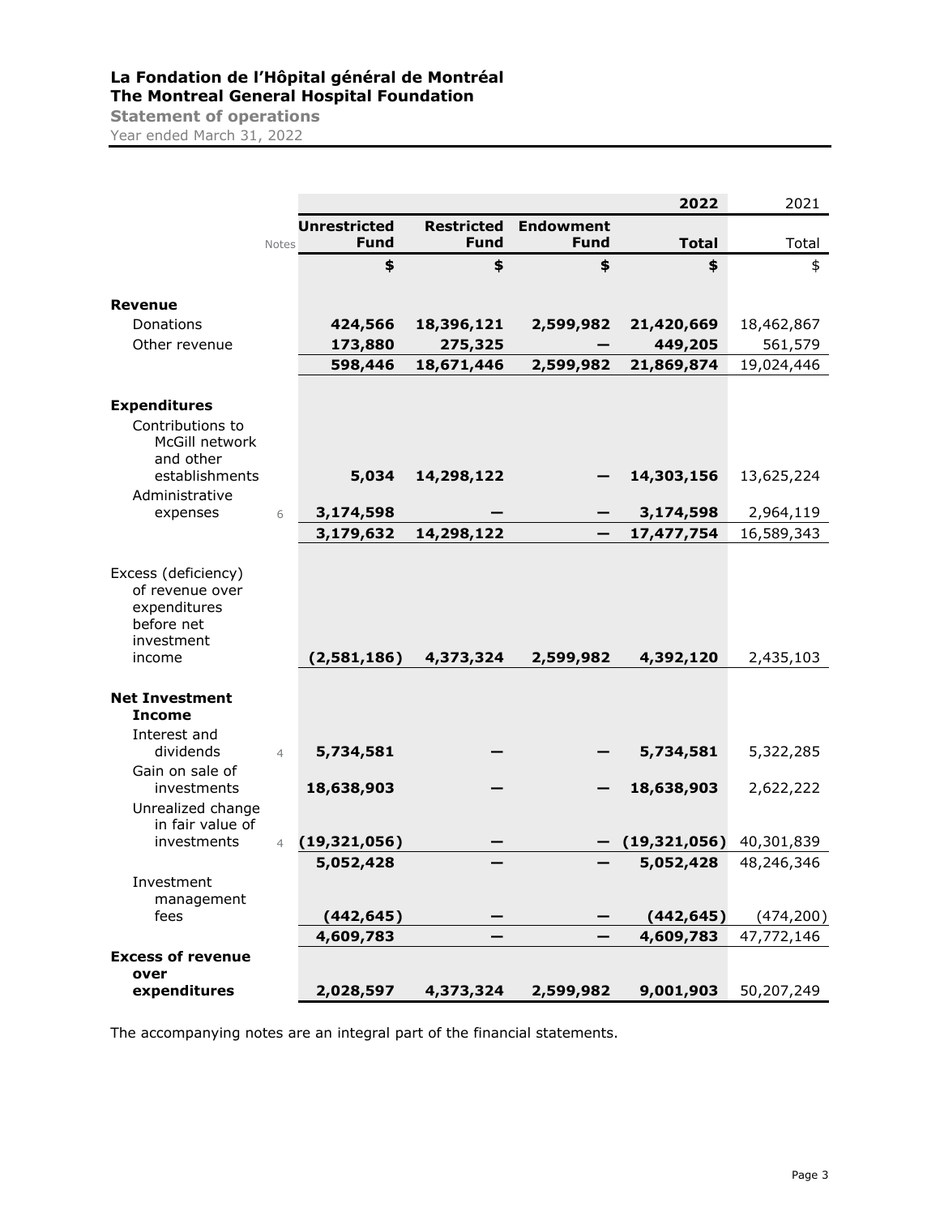# La Fondation de l'Hôpital général de Montréal
## The Montreal General Hospital Foundation
### Statement of operations
Year ended March 31, 2022

| | Notes | Unrestricted Fund | Restricted Fund | Endowment Fund | 2022 Total | 2021 Total |
|---|---|---|---|---|---|---|
| | | **$** | **$** | **$** | **$** | $ |
| **Revenue** | | | | | | |
| Donations | | **424,566** | **18,396,121** | **2,599,982** | **21,420,669** | 18,462,867 |
| Other revenue | | **173,880** | **275,325** | **—** | **449,205** | 561,579 |
| | | **598,446** | **18,671,446** | **2,599,982** | **21,869,874** | 19,024,446 |
| **Expenditures** | | | | | | |
| Contributions to McGill network and other establishments | | **5,034** | **14,298,122** | **—** | **14,303,156** | 13,625,224 |
| Administrative expenses | 6 | **3,174,598** | **—** | **—** | **3,174,598** | 2,964,119 |
| | | **3,179,632** | **14,298,122** | **—** | **17,477,754** | 16,589,343 |
| Excess (deficiency) of revenue over expenditures before net investment income | | **(2,581,186)** | **4,373,324** | **2,599,982** | **4,392,120** | 2,435,103 |
| **Net Investment Income** | | | | | | |
| Interest and dividends | 4 | **5,734,581** | **—** | **—** | **5,734,581** | 5,322,285 |
| Gain on sale of investments | | **18,638,903** | **—** | **—** | **18,638,903** | 2,622,222 |
| Unrealized change in fair value of investments | 4 | **(19,321,056)** | **—** | **—** | **(19,321,056)** | 40,301,839 |
| | | **5,052,428** | **—** | **—** | **5,052,428** | 48,246,346 |
| Investment management fees | | **(442,645)** | **—** | **—** | **(442,645)** | (474,200) |
| | | **4,609,783** | **—** | **—** | **4,609,783** | 47,772,146 |
| **Excess of revenue over expenditures** | | **2,028,597** | **4,373,324** | **2,599,982** | **9,001,903** | 50,207,249 |

The accompanying notes are an integral part of the financial statements.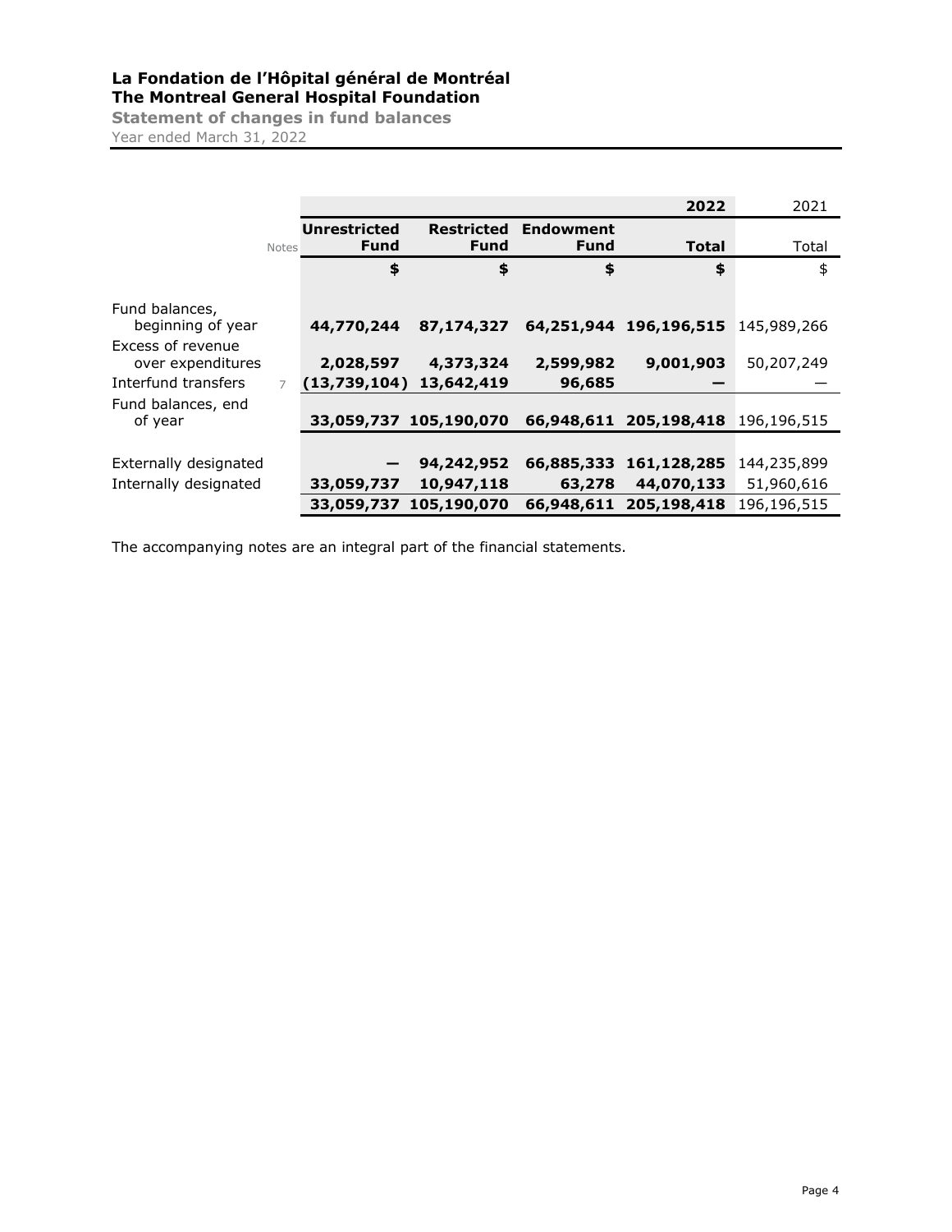# La Fondation de l'Hôpital général de Montréal
## The Montreal General Hospital Foundation
### Statement of changes in fund balances
Year ended March 31, 2022

| | Notes | Unrestricted Fund | Restricted Fund | Endowment Fund | 2022 Total | 2021 Total |
|---|---|---|---|---|---|---|
| | | $ | $ | $ | $ | $ |
| Fund balances, beginning of year | | **44,770,244** | **87,174,327** | **64,251,944** | **196,196,515** | 145,989,266 |
| Excess of revenue over expenditures | | **2,028,597** | **4,373,324** | **2,599,982** | **9,001,903** | 50,207,249 |
| Interfund transfers | 7 | **(13,739,104)** | **13,642,419** | **96,685** | **—** | — |
| Fund balances, end of year | | **33,059,737** | **105,190,070** | **66,948,611** | **205,198,418** | 196,196,515 |
| | | | | | | |
| Externally designated | | **—** | **94,242,952** | **66,885,333** | **161,128,285** | 144,235,899 |
| Internally designated | | **33,059,737** | **10,947,118** | **63,278** | **44,070,133** | 51,960,616 |
| | | **33,059,737** | **105,190,070** | **66,948,611** | **205,198,418** | 196,196,515 |

The accompanying notes are an integral part of the financial statements.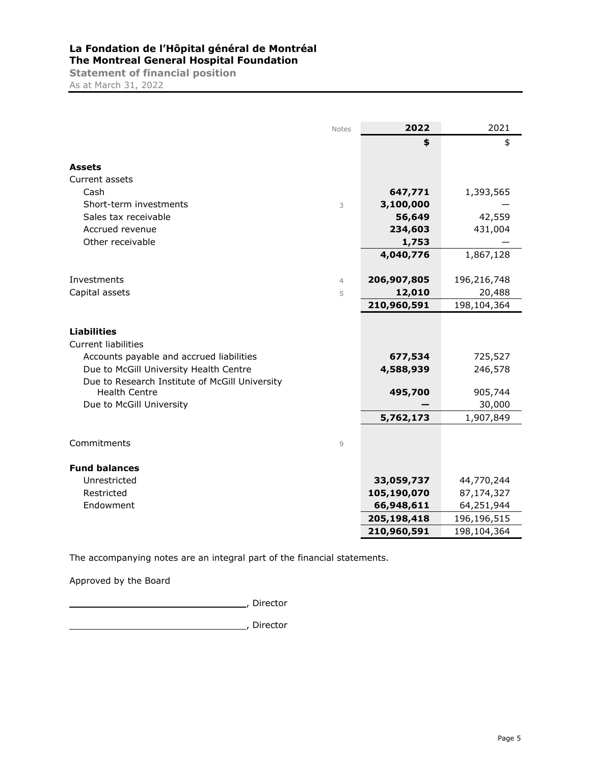# La Fondation de l'Hôpital général de Montréal
## The Montreal General Hospital Foundation
### Statement of financial position
As at March 31, 2022

| | Notes | 2022 | 2021 |
|---|---|---|---|
| | | **$** | $ |
| **Assets** | | | |
| Current assets | | | |
| Cash | | **647,771** | 1,393,565 |
| Short-term investments | 3 | **3,100,000** | — |
| Sales tax receivable | | **56,649** | 42,559 |
| Accrued revenue | | **234,603** | 431,004 |
| Other receivable | | **1,753** | — |
| | | **4,040,776** | 1,867,128 |
| Investments | 4 | **206,907,805** | 196,216,748 |
| Capital assets | 5 | **12,010** | 20,488 |
| | | **210,960,591** | 198,104,364 |
| **Liabilities** | | | |
| Current liabilities | | | |
| Accounts payable and accrued liabilities | | **677,534** | 725,527 |
| Due to McGill University Health Centre | | **4,588,939** | 246,578 |
| Due to Research Institute of McGill University Health Centre | | **495,700** | 905,744 |
| Due to McGill University | | **—** | 30,000 |
| | | **5,762,173** | 1,907,849 |
| Commitments | 9 | | |
| **Fund balances** | | | |
| Unrestricted | | **33,059,737** | 44,770,244 |
| Restricted | | **105,190,070** | 87,174,327 |
| Endowment | | **66,948,611** | 64,251,944 |
| | | **205,198,418** | 196,196,515 |
| | | **210,960,591** | 198,104,364 |

The accompanying notes are an integral part of the financial statements.

Approved by the Board

________________________________, Director

________________________________, Director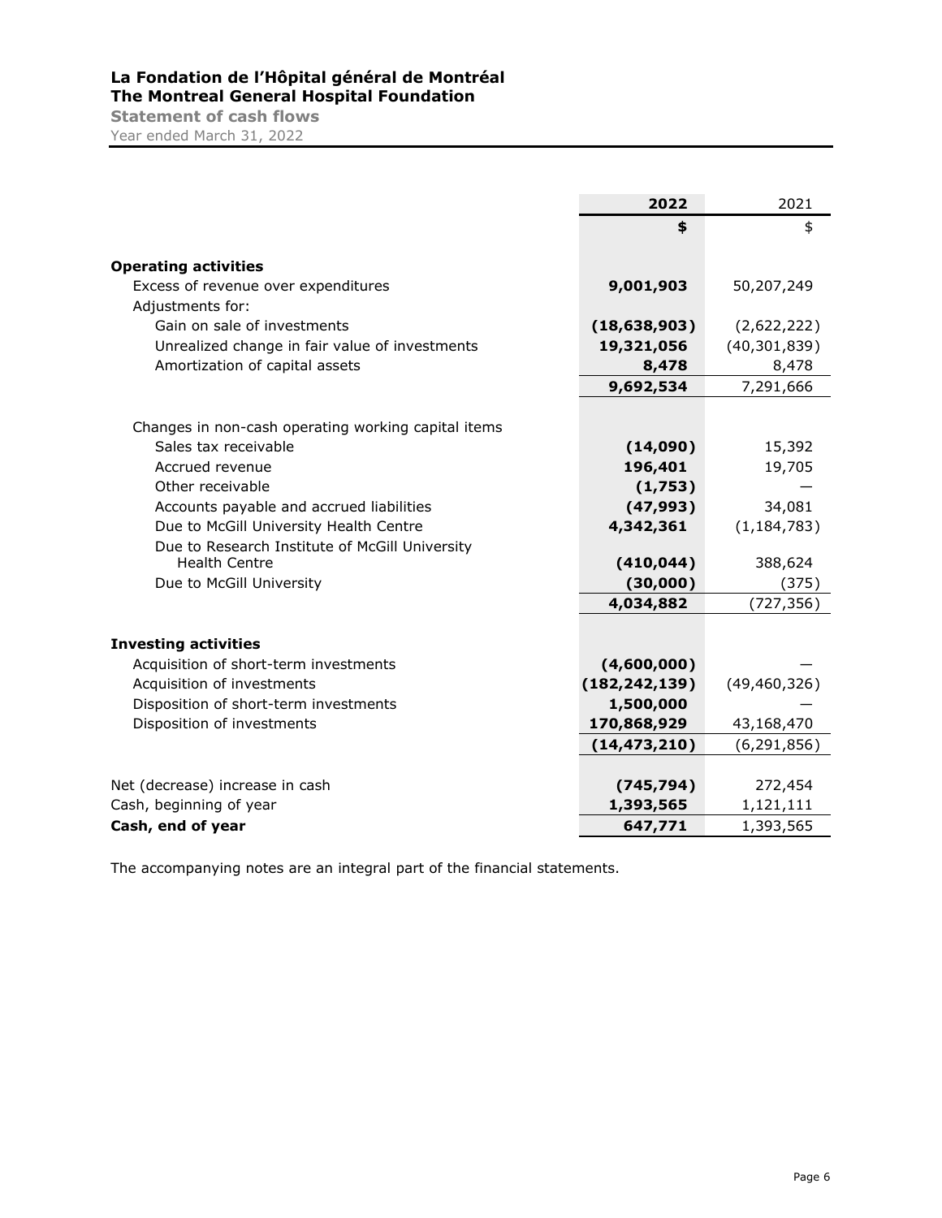# La Fondation de l'Hôpital général de Montréal
## The Montreal General Hospital Foundation
### Statement of cash flows
Year ended March 31, 2022

| | 2022 | 2021 |
|---|---|---|
| | $ | $ |
| **Operating activities** | | |
| Excess of revenue over expenditures | **9,001,903** | 50,207,249 |
| Adjustments for: | | |
| Gain on sale of investments | **(18,638,903)** | (2,622,222) |
| Unrealized change in fair value of investments | **19,321,056** | (40,301,839) |
| Amortization of capital assets | **8,478** | 8,478 |
| | **9,692,534** | 7,291,666 |
| Changes in non-cash operating working capital items | | |
| Sales tax receivable | **(14,090)** | 15,392 |
| Accrued revenue | **196,401** | 19,705 |
| Other receivable | **(1,753)** | — |
| Accounts payable and accrued liabilities | **(47,993)** | 34,081 |
| Due to McGill University Health Centre | **4,342,361** | (1,184,783) |
| Due to Research Institute of McGill University Health Centre | **(410,044)** | 388,624 |
| Due to McGill University | **(30,000)** | (375) |
| | **4,034,882** | (727,356) |
| **Investing activities** | | |
| Acquisition of short-term investments | **(4,600,000)** | — |
| Acquisition of investments | **(182,242,139)** | (49,460,326) |
| Disposition of short-term investments | **1,500,000** | — |
| Disposition of investments | **170,868,929** | 43,168,470 |
| | **(14,473,210)** | (6,291,856) |
| Net (decrease) increase in cash | **(745,794)** | 272,454 |
| Cash, beginning of year | **1,393,565** | 1,121,111 |
| **Cash, end of year** | **647,771** | 1,393,565 |

The accompanying notes are an integral part of the financial statements.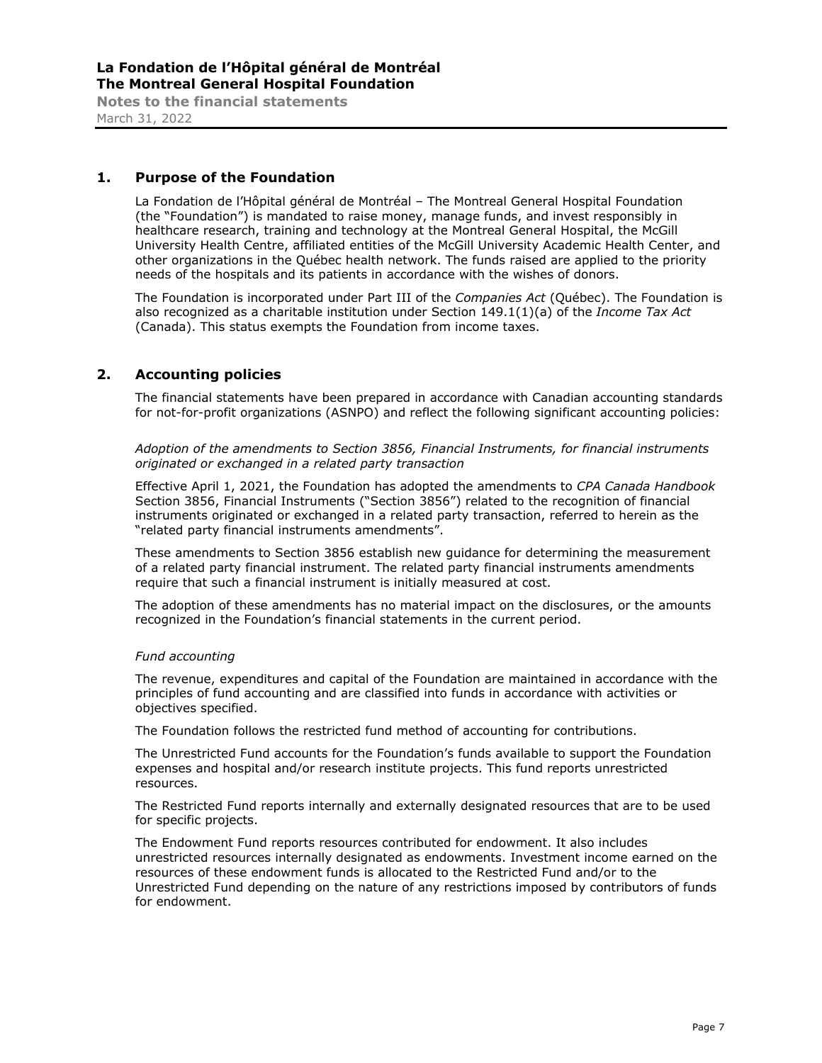## 1. Purpose of the Foundation

La Fondation de l'Hôpital général de Montréal – The Montreal General Hospital Foundation (the "Foundation") is mandated to raise money, manage funds, and invest responsibly in healthcare research, training and technology at the Montreal General Hospital, the McGill University Health Centre, affiliated entities of the McGill University Academic Health Center, and other organizations in the Québec health network. The funds raised are applied to the priority needs of the hospitals and its patients in accordance with the wishes of donors.

The Foundation is incorporated under Part III of the *Companies Act* (Québec). The Foundation is also recognized as a charitable institution under Section 149.1(1)(a) of the *Income Tax Act* (Canada). This status exempts the Foundation from income taxes.

## 2. Accounting policies

The financial statements have been prepared in accordance with Canadian accounting standards for not-for-profit organizations (ASNPO) and reflect the following significant accounting policies:

*Adoption of the amendments to Section 3856, Financial Instruments, for financial instruments originated or exchanged in a related party transaction*

Effective April 1, 2021, the Foundation has adopted the amendments to *CPA Canada Handbook* Section 3856, Financial Instruments ("Section 3856") related to the recognition of financial instruments originated or exchanged in a related party transaction, referred to herein as the "related party financial instruments amendments".

These amendments to Section 3856 establish new guidance for determining the measurement of a related party financial instrument. The related party financial instruments amendments require that such a financial instrument is initially measured at cost.

The adoption of these amendments has no material impact on the disclosures, or the amounts recognized in the Foundation's financial statements in the current period.

*Fund accounting*

The revenue, expenditures and capital of the Foundation are maintained in accordance with the principles of fund accounting and are classified into funds in accordance with activities or objectives specified.

The Foundation follows the restricted fund method of accounting for contributions.

The Unrestricted Fund accounts for the Foundation's funds available to support the Foundation expenses and hospital and/or research institute projects. This fund reports unrestricted resources.

The Restricted Fund reports internally and externally designated resources that are to be used for specific projects.

The Endowment Fund reports resources contributed for endowment. It also includes unrestricted resources internally designated as endowments. Investment income earned on the resources of these endowment funds is allocated to the Restricted Fund and/or to the Unrestricted Fund depending on the nature of any restrictions imposed by contributors of funds for endowment.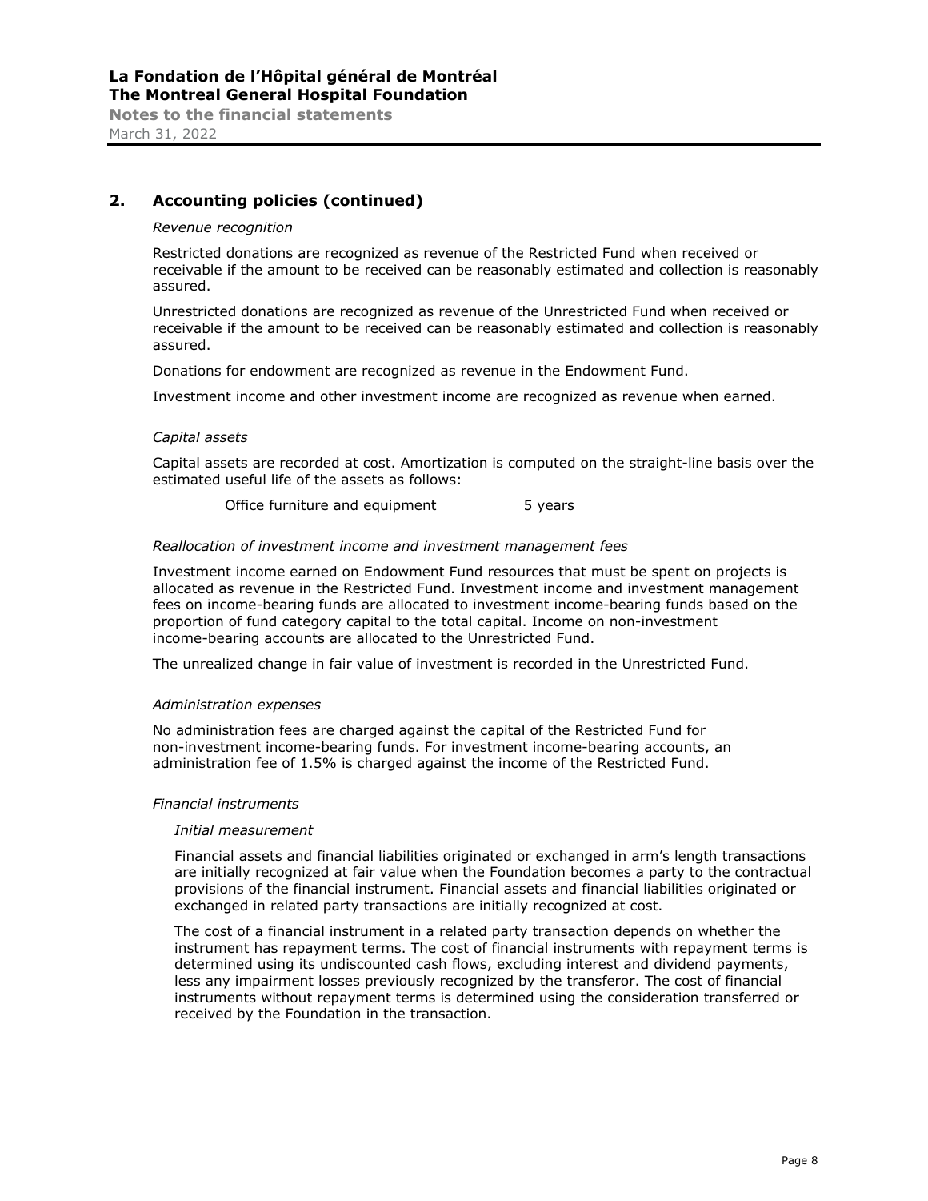## 2. Accounting policies (continued)

*Revenue recognition*

Restricted donations are recognized as revenue of the Restricted Fund when received or receivable if the amount to be received can be reasonably estimated and collection is reasonably assured.

Unrestricted donations are recognized as revenue of the Unrestricted Fund when received or receivable if the amount to be received can be reasonably estimated and collection is reasonably assured.

Donations for endowment are recognized as revenue in the Endowment Fund.

Investment income and other investment income are recognized as revenue when earned.

*Capital assets*

Capital assets are recorded at cost. Amortization is computed on the straight-line basis over the estimated useful life of the assets as follows:

| | |
|---|---|
| Office furniture and equipment | 5 years |

*Reallocation of investment income and investment management fees*

Investment income earned on Endowment Fund resources that must be spent on projects is allocated as revenue in the Restricted Fund. Investment income and investment management fees on income-bearing funds are allocated to investment income-bearing funds based on the proportion of fund category capital to the total capital. Income on non-investment income-bearing accounts are allocated to the Unrestricted Fund.

The unrealized change in fair value of investment is recorded in the Unrestricted Fund.

*Administration expenses*

No administration fees are charged against the capital of the Restricted Fund for non-investment income-bearing funds. For investment income-bearing accounts, an administration fee of 1.5% is charged against the income of the Restricted Fund.

*Financial instruments*

*Initial measurement*

Financial assets and financial liabilities originated or exchanged in arm's length transactions are initially recognized at fair value when the Foundation becomes a party to the contractual provisions of the financial instrument. Financial assets and financial liabilities originated or exchanged in related party transactions are initially recognized at cost.

The cost of a financial instrument in a related party transaction depends on whether the instrument has repayment terms. The cost of financial instruments with repayment terms is determined using its undiscounted cash flows, excluding interest and dividend payments, less any impairment losses previously recognized by the transferor. The cost of financial instruments without repayment terms is determined using the consideration transferred or received by the Foundation in the transaction.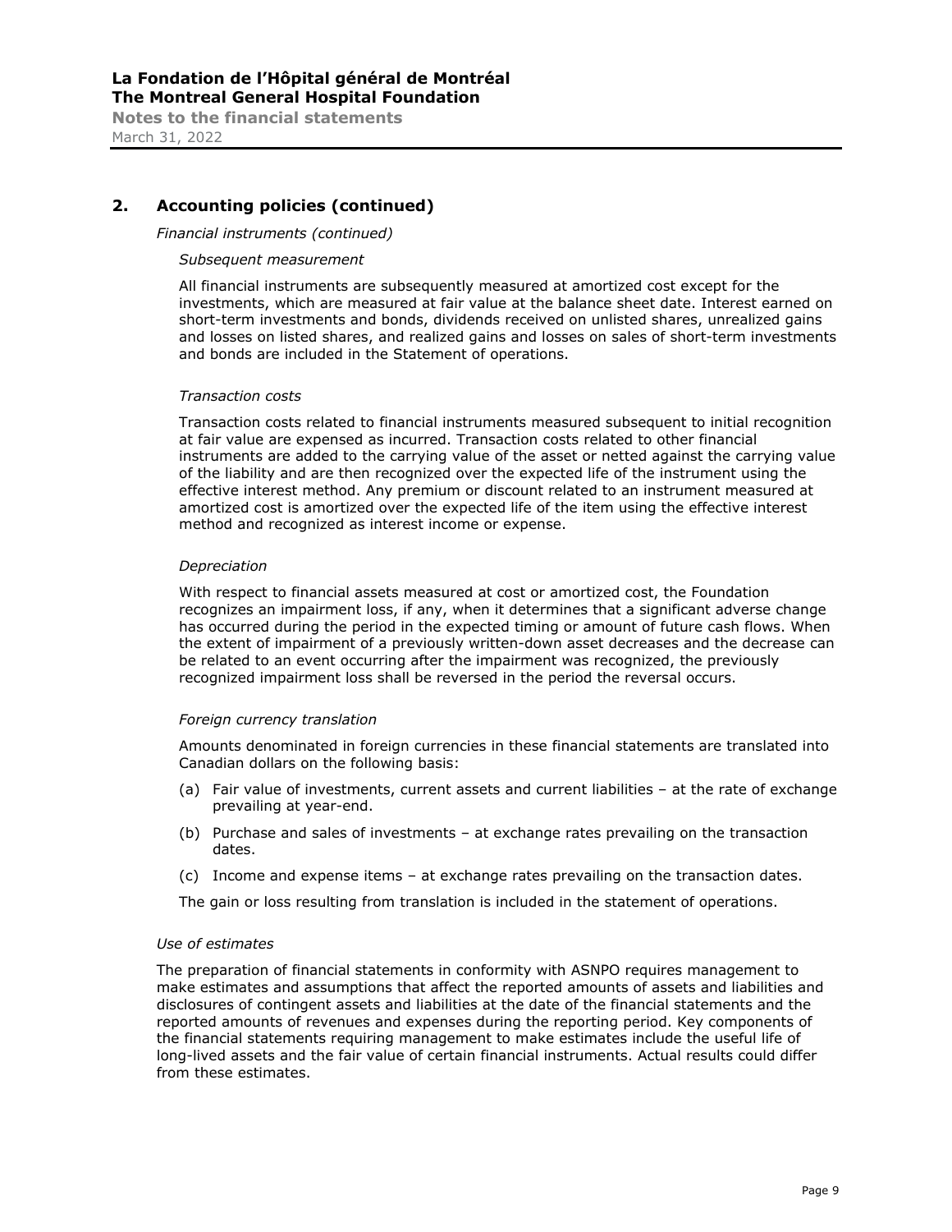## 2. Accounting policies (continued)

*Financial instruments (continued)*

*Subsequent measurement*

All financial instruments are subsequently measured at amortized cost except for the investments, which are measured at fair value at the balance sheet date. Interest earned on short-term investments and bonds, dividends received on unlisted shares, unrealized gains and losses on listed shares, and realized gains and losses on sales of short-term investments and bonds are included in the Statement of operations.

*Transaction costs*

Transaction costs related to financial instruments measured subsequent to initial recognition at fair value are expensed as incurred. Transaction costs related to other financial instruments are added to the carrying value of the asset or netted against the carrying value of the liability and are then recognized over the expected life of the instrument using the effective interest method. Any premium or discount related to an instrument measured at amortized cost is amortized over the expected life of the item using the effective interest method and recognized as interest income or expense.

*Depreciation*

With respect to financial assets measured at cost or amortized cost, the Foundation recognizes an impairment loss, if any, when it determines that a significant adverse change has occurred during the period in the expected timing or amount of future cash flows. When the extent of impairment of a previously written-down asset decreases and the decrease can be related to an event occurring after the impairment was recognized, the previously recognized impairment loss shall be reversed in the period the reversal occurs.

*Foreign currency translation*

Amounts denominated in foreign currencies in these financial statements are translated into Canadian dollars on the following basis:

(a) Fair value of investments, current assets and current liabilities – at the rate of exchange prevailing at year-end.

(b) Purchase and sales of investments – at exchange rates prevailing on the transaction dates.

(c) Income and expense items – at exchange rates prevailing on the transaction dates.

The gain or loss resulting from translation is included in the statement of operations.

*Use of estimates*

The preparation of financial statements in conformity with ASNPO requires management to make estimates and assumptions that affect the reported amounts of assets and liabilities and disclosures of contingent assets and liabilities at the date of the financial statements and the reported amounts of revenues and expenses during the reporting period. Key components of the financial statements requiring management to make estimates include the useful life of long-lived assets and the fair value of certain financial instruments. Actual results could differ from these estimates.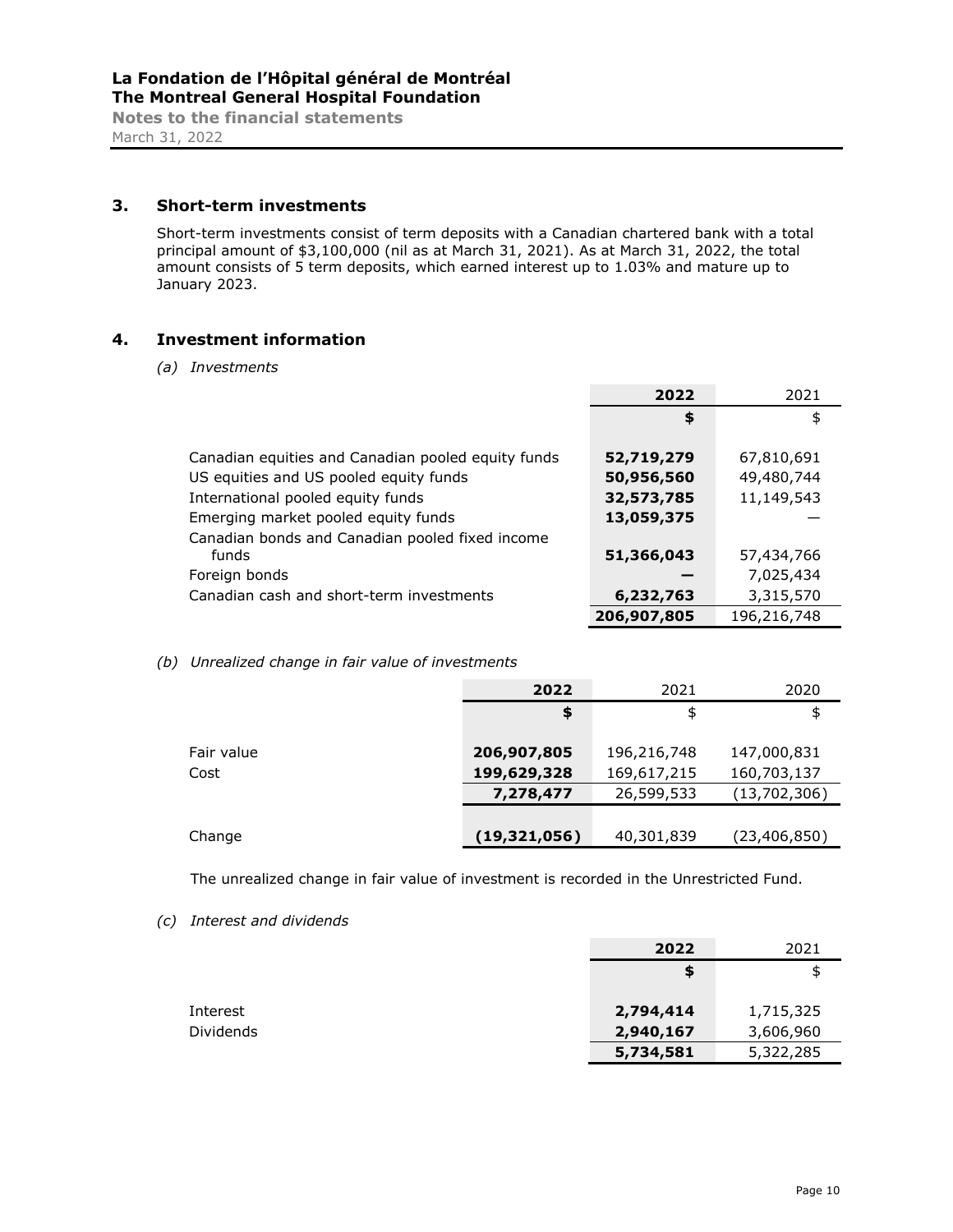## 3. Short-term investments

Short-term investments consist of term deposits with a Canadian chartered bank with a total principal amount of $3,100,000 (nil as at March 31, 2021). As at March 31, 2022, the total amount consists of 5 term deposits, which earned interest up to 1.03% and mature up to January 2023.

## 4. Investment information

*(a) Investments*

| | **2022** | 2021 |
|---|---|---|
| | **$** | $ |
| Canadian equities and Canadian pooled equity funds | **52,719,279** | 67,810,691 |
| US equities and US pooled equity funds | **50,956,560** | 49,480,744 |
| International pooled equity funds | **32,573,785** | 11,149,543 |
| Emerging market pooled equity funds | **13,059,375** | — |
| Canadian bonds and Canadian pooled fixed income funds | **51,366,043** | 57,434,766 |
| Foreign bonds | **—** | 7,025,434 |
| Canadian cash and short-term investments | **6,232,763** | 3,315,570 |
| | **206,907,805** | 196,216,748 |

*(b) Unrealized change in fair value of investments*

| | **2022** | 2021 | 2020 |
|---|---|---|---|
| | **$** | $ | $ |
| Fair value | **206,907,805** | 196,216,748 | 147,000,831 |
| Cost | **199,629,328** | 169,617,215 | 160,703,137 |
| | **7,278,477** | 26,599,533 | (13,702,306) |
| Change | **(19,321,056)** | 40,301,839 | (23,406,850) |

The unrealized change in fair value of investment is recorded in the Unrestricted Fund.

*(c) Interest and dividends*

| | **2022** | 2021 |
|---|---|---|
| | **$** | $ |
| Interest | **2,794,414** | 1,715,325 |
| Dividends | **2,940,167** | 3,606,960 |
| | **5,734,581** | 5,322,285 |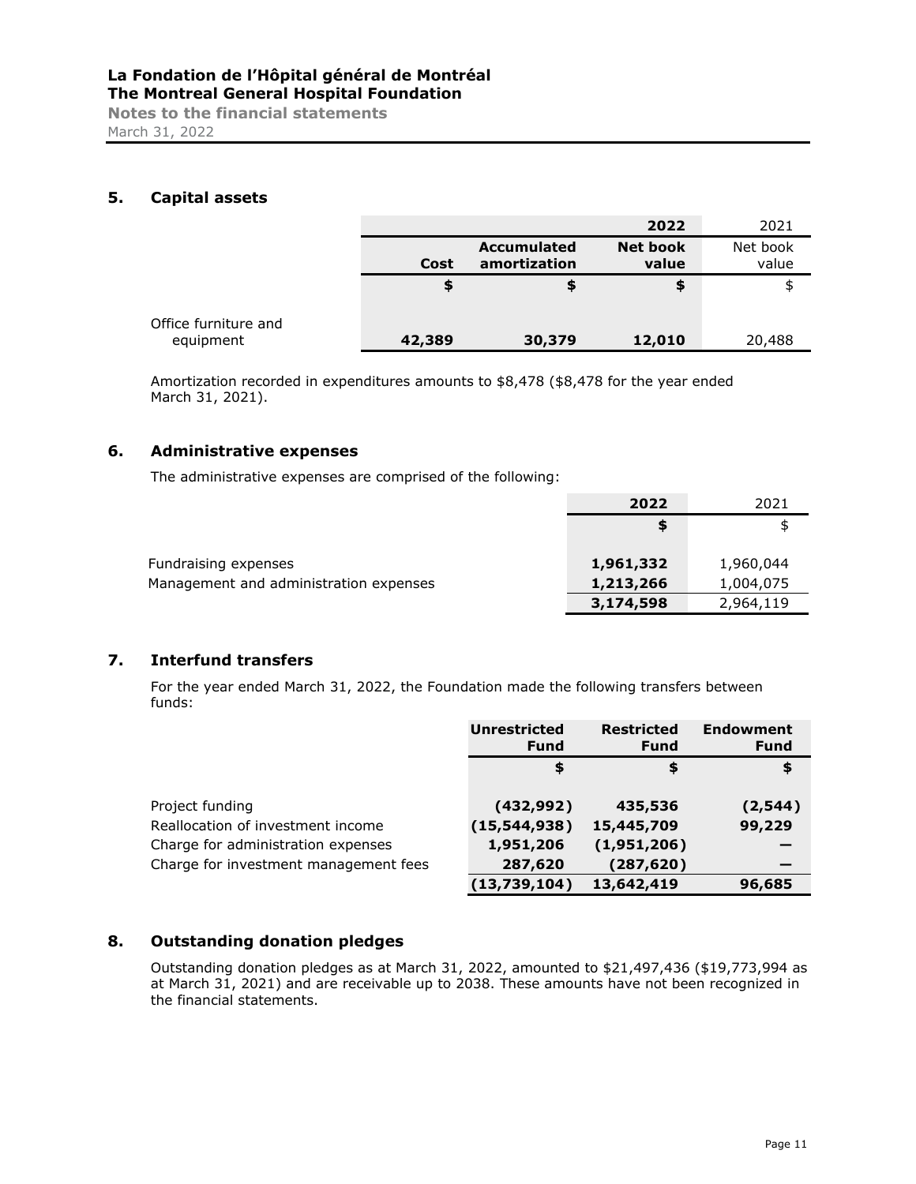## 5. Capital assets

| | 2022 | | | 2021 |
|---|---|---|---|---|
| | **Cost** | **Accumulated amortization** | **Net book value** | Net book value |
| | **$** | **$** | **$** | $ |
| Office furniture and equipment | **42,389** | **30,379** | **12,010** | 20,488 |

Amortization recorded in expenditures amounts to $8,478 ($8,478 for the year ended March 31, 2021).

## 6. Administrative expenses

The administrative expenses are comprised of the following:

| | 2022 | 2021 |
|---|---|---|
| | **$** | $ |
| Fundraising expenses | **1,961,332** | 1,960,044 |
| Management and administration expenses | **1,213,266** | 1,004,075 |
| | **3,174,598** | 2,964,119 |

## 7. Interfund transfers

For the year ended March 31, 2022, the Foundation made the following transfers between funds:

| | Unrestricted Fund | Restricted Fund | Endowment Fund |
|---|---|---|---|
| | **$** | **$** | **$** |
| Project funding | **(432,992)** | **435,536** | **(2,544)** |
| Reallocation of investment income | **(15,544,938)** | **15,445,709** | **99,229** |
| Charge for administration expenses | **1,951,206** | **(1,951,206)** | **—** |
| Charge for investment management fees | **287,620** | **(287,620)** | **—** |
| | **(13,739,104)** | **13,642,419** | **96,685** |

## 8. Outstanding donation pledges

Outstanding donation pledges as at March 31, 2022, amounted to $21,497,436 ($19,773,994 as at March 31, 2021) and are receivable up to 2038. These amounts have not been recognized in the financial statements.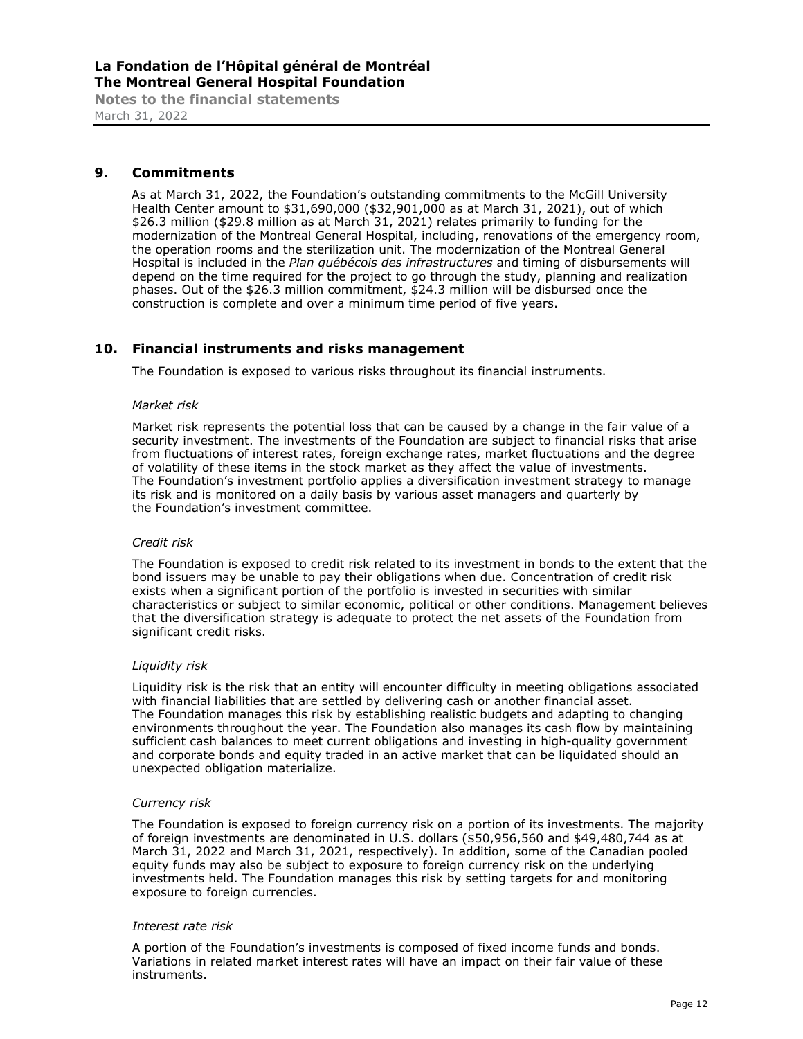## 9. Commitments

As at March 31, 2022, the Foundation's outstanding commitments to the McGill University Health Center amount to $31,690,000 ($32,901,000 as at March 31, 2021), out of which $26.3 million ($29.8 million as at March 31, 2021) relates primarily to funding for the modernization of the Montreal General Hospital, including, renovations of the emergency room, the operation rooms and the sterilization unit. The modernization of the Montreal General Hospital is included in the *Plan québécois des infrastructures* and timing of disbursements will depend on the time required for the project to go through the study, planning and realization phases. Out of the $26.3 million commitment, $24.3 million will be disbursed once the construction is complete and over a minimum time period of five years.

## 10. Financial instruments and risks management

The Foundation is exposed to various risks throughout its financial instruments.

*Market risk*

Market risk represents the potential loss that can be caused by a change in the fair value of a security investment. The investments of the Foundation are subject to financial risks that arise from fluctuations of interest rates, foreign exchange rates, market fluctuations and the degree of volatility of these items in the stock market as they affect the value of investments. The Foundation's investment portfolio applies a diversification investment strategy to manage its risk and is monitored on a daily basis by various asset managers and quarterly by the Foundation's investment committee.

*Credit risk*

The Foundation is exposed to credit risk related to its investment in bonds to the extent that the bond issuers may be unable to pay their obligations when due. Concentration of credit risk exists when a significant portion of the portfolio is invested in securities with similar characteristics or subject to similar economic, political or other conditions. Management believes that the diversification strategy is adequate to protect the net assets of the Foundation from significant credit risks.

*Liquidity risk*

Liquidity risk is the risk that an entity will encounter difficulty in meeting obligations associated with financial liabilities that are settled by delivering cash or another financial asset. The Foundation manages this risk by establishing realistic budgets and adapting to changing environments throughout the year. The Foundation also manages its cash flow by maintaining sufficient cash balances to meet current obligations and investing in high-quality government and corporate bonds and equity traded in an active market that can be liquidated should an unexpected obligation materialize.

*Currency risk*

The Foundation is exposed to foreign currency risk on a portion of its investments. The majority of foreign investments are denominated in U.S. dollars ($50,956,560 and $49,480,744 as at March 31, 2022 and March 31, 2021, respectively). In addition, some of the Canadian pooled equity funds may also be subject to exposure to foreign currency risk on the underlying investments held. The Foundation manages this risk by setting targets for and monitoring exposure to foreign currencies.

*Interest rate risk*

A portion of the Foundation's investments is composed of fixed income funds and bonds. Variations in related market interest rates will have an impact on their fair value of these instruments.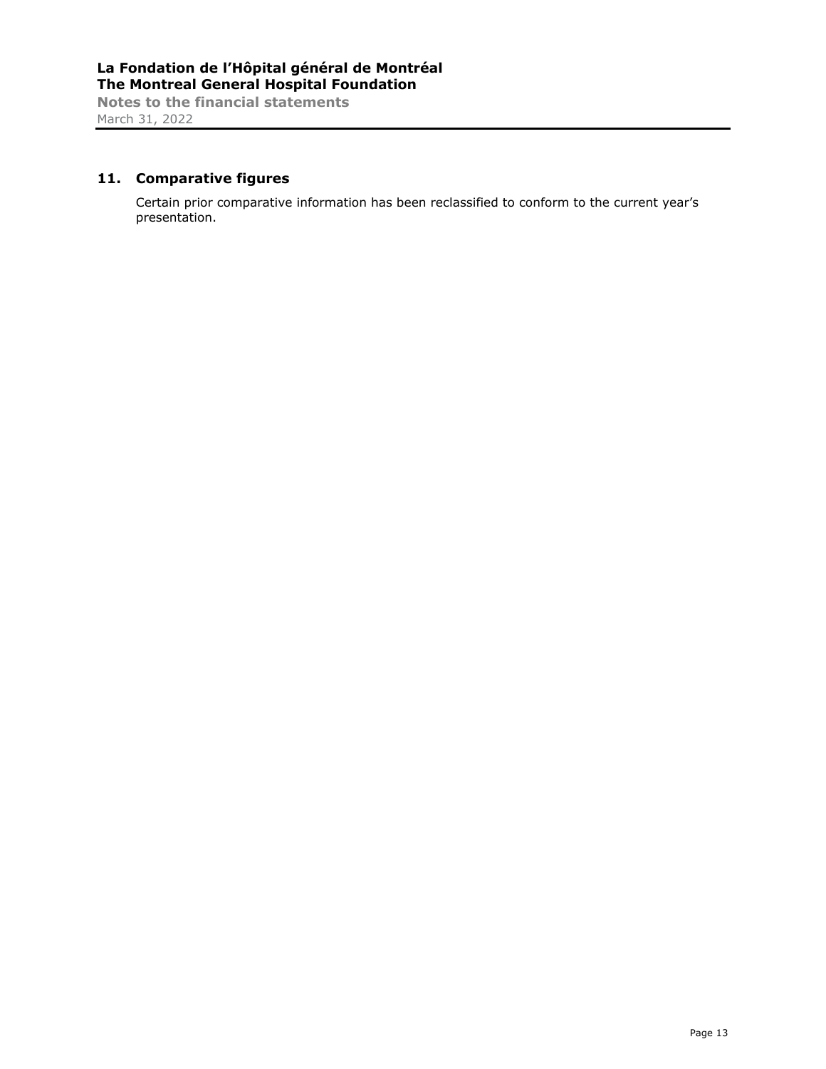## 11. Comparative figures

Certain prior comparative information has been reclassified to conform to the current year's presentation.